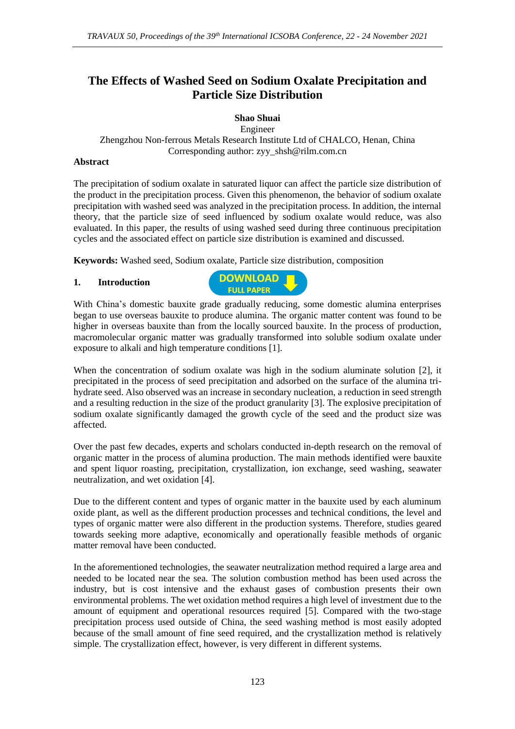# The Effects of Washed Seed on Sodium Oxalate Precipitation and Particle Size Distribution

**Shao Shuai**

Engineer

Zhengzhou Non-ferrous Metals Research Institute Ltd of CHALCO, Henan, China

Corresponding author: zyy_shsh@rilm.com.cn

## Abstract

The precipitation of sodium oxalate in saturated liquor can affect the particle size distribution of the product in the precipitation process. Given this phenomenon, the behavior of sodium oxalate precipitation with washed seed was analyzed in the precipitation process. In addition, the internal theory, that the particle size of seed influenced by sodium oxalate would reduce, was also evaluated. In this paper, the results of using washed seed during three continuous precipitation cycles and the associated effect on particle size distribution is examined and discussed.

**Keywords:** Washed seed, Sodium oxalate, Particle size distribution, composition

## 1. Introduction

With China's domestic bauxite grade gradually reducing, some domestic alumina enterprises began to use overseas bauxite to produce alumina. The organic matter content was found to be higher in overseas bauxite than from the locally sourced bauxite. In the process of production, macromolecular organic matter was gradually transformed into soluble sodium oxalate under exposure to alkali and high temperature conditions [1].

When the concentration of sodium oxalate was high in the sodium aluminate solution [2], it precipitated in the process of seed precipitation and adsorbed on the surface of the alumina tri-hydrate seed. Also observed was an increase in secondary nucleation, a reduction in seed strength and a resulting reduction in the size of the product granularity [3]. The explosive precipitation of sodium oxalate significantly damaged the growth cycle of the seed and the product size was affected.

Over the past few decades, experts and scholars conducted in-depth research on the removal of organic matter in the process of alumina production. The main methods identified were bauxite and spent liquor roasting, precipitation, crystallization, ion exchange, seed washing, seawater neutralization, and wet oxidation [4].

Due to the different content and types of organic matter in the bauxite used by each aluminum oxide plant, as well as the different production processes and technical conditions, the level and types of organic matter were also different in the production systems. Therefore, studies geared towards seeking more adaptive, economically and operationally feasible methods of organic matter removal have been conducted.

In the aforementioned technologies, the seawater neutralization method required a large area and needed to be located near the sea. The solution combustion method has been used across the industry, but is cost intensive and the exhaust gases of combustion presents their own environmental problems. The wet oxidation method requires a high level of investment due to the amount of equipment and operational resources required [5]. Compared with the two-stage precipitation process used outside of China, the seed washing method is most easily adopted because of the small amount of fine seed required, and the crystallization method is relatively simple. The crystallization effect, however, is very different in different systems.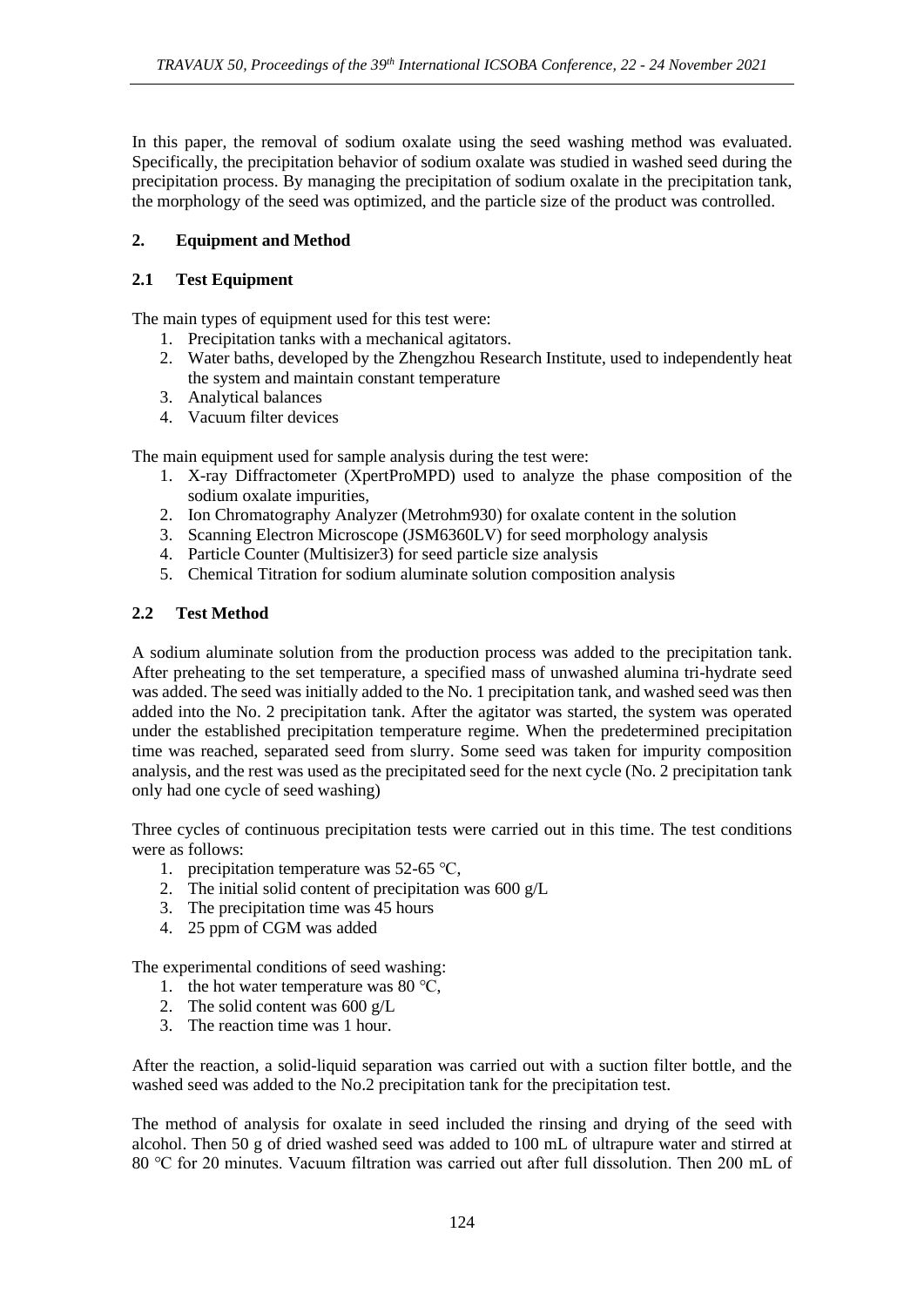In this paper, the removal of sodium oxalate using the seed washing method was evaluated. Specifically, the precipitation behavior of sodium oxalate was studied in washed seed during the precipitation process. By managing the precipitation of sodium oxalate in the precipitation tank, the morphology of the seed was optimized, and the particle size of the product was controlled.

## 2. Equipment and Method

### 2.1 Test Equipment

The main types of equipment used for this test were:

1. Precipitation tanks with a mechanical agitators.
2. Water baths, developed by the Zhengzhou Research Institute, used to independently heat the system and maintain constant temperature
3. Analytical balances
4. Vacuum filter devices

The main equipment used for sample analysis during the test were:

1. X-ray Diffractometer (XpertProMPD) used to analyze the phase composition of the sodium oxalate impurities,
2. Ion Chromatography Analyzer (Metrohm930) for oxalate content in the solution
3. Scanning Electron Microscope (JSM6360LV) for seed morphology analysis
4. Particle Counter (Multisizer3) for seed particle size analysis
5. Chemical Titration for sodium aluminate solution composition analysis

### 2.2 Test Method

A sodium aluminate solution from the production process was added to the precipitation tank. After preheating to the set temperature, a specified mass of unwashed alumina tri-hydrate seed was added. The seed was initially added to the No. 1 precipitation tank, and washed seed was then added into the No. 2 precipitation tank. After the agitator was started, the system was operated under the established precipitation temperature regime. When the predetermined precipitation time was reached, separated seed from slurry. Some seed was taken for impurity composition analysis, and the rest was used as the precipitated seed for the next cycle (No. 2 precipitation tank only had one cycle of seed washing)

Three cycles of continuous precipitation tests were carried out in this time. The test conditions were as follows:

1. precipitation temperature was 52-65 ℃,
2. The initial solid content of precipitation was 600 g/L
3. The precipitation time was 45 hours
4. 25 ppm of CGM was added

The experimental conditions of seed washing:

1. the hot water temperature was 80 ℃,
2. The solid content was 600 g/L
3. The reaction time was 1 hour.

After the reaction, a solid-liquid separation was carried out with a suction filter bottle, and the washed seed was added to the No.2 precipitation tank for the precipitation test.

The method of analysis for oxalate in seed included the rinsing and drying of the seed with alcohol. Then 50 g of dried washed seed was added to 100 mL of ultrapure water and stirred at 80 ℃ for 20 minutes. Vacuum filtration was carried out after full dissolution. Then 200 mL of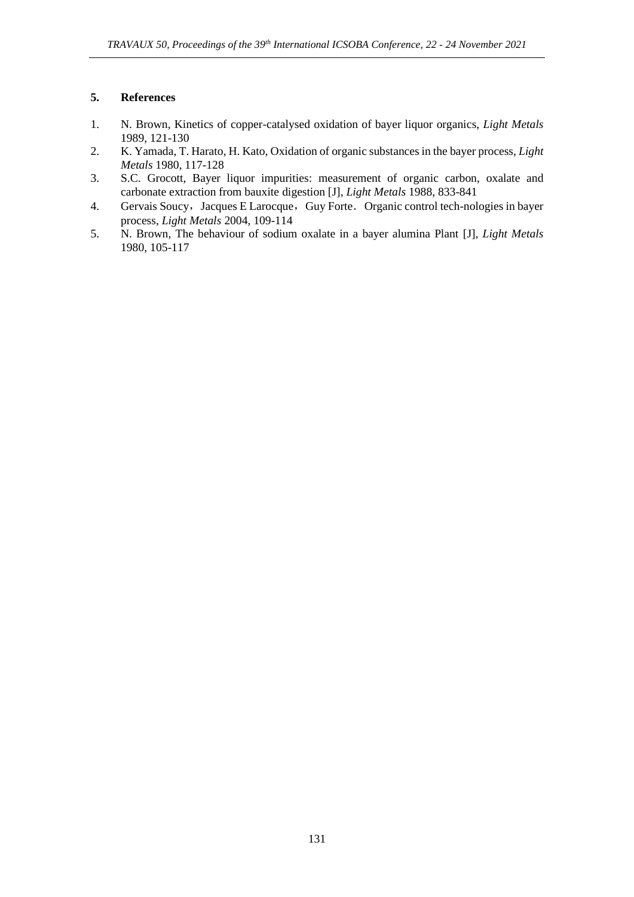## 5. References

1. N. Brown, Kinetics of copper-catalysed oxidation of bayer liquor organics, *Light Metals* 1989, 121-130
2. K. Yamada, T. Harato, H. Kato, Oxidation of organic substances in the bayer process, *Light Metals* 1980, 117-128
3. S.C. Grocott, Bayer liquor impurities: measurement of organic carbon, oxalate and carbonate extraction from bauxite digestion [J], *Light Metals* 1988, 833-841
4. Gervais Soucy，Jacques E Larocque，Guy Forte．Organic control tech-nologies in bayer process, *Light Metals* 2004, 109-114
5. N. Brown, The behaviour of sodium oxalate in a bayer alumina Plant [J], *Light Metals* 1980, 105-117